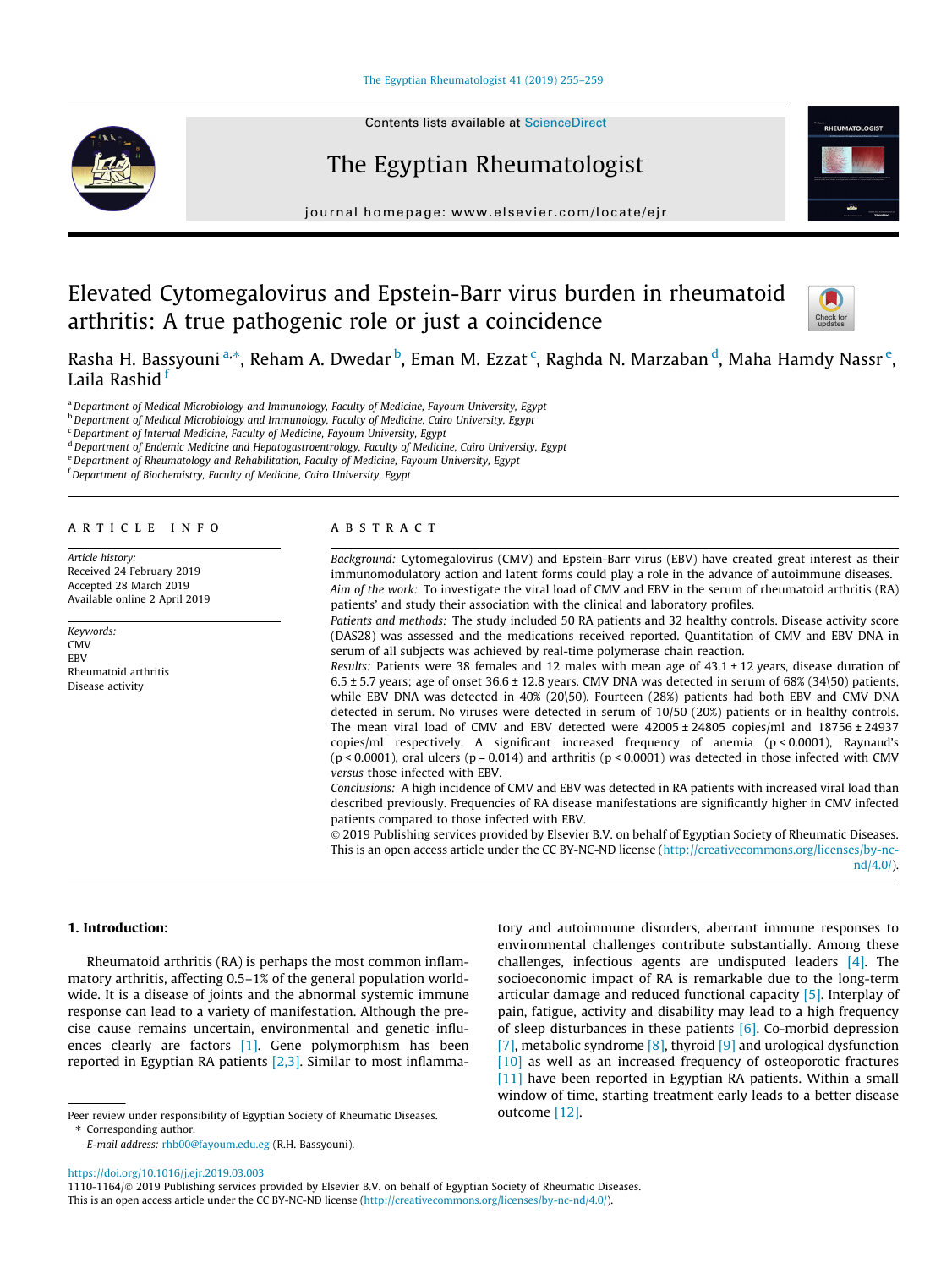# Elevated Cytomegalovirus and Epstein-Barr virus burden in rheumatoid arthritis: A true pathogenic role or just a coincidence

Rasha H. Bassyouni [a,*], Reham A. Dwedar [b], Eman M. Ezzat [c], Raghda N. Marzaban [d], Maha Hamdy Nassr [e], Laila Rashid [f]

[a] Department of Medical Microbiology and Immunology, Faculty of Medicine, Fayoum University, Egypt
[b] Department of Medical Microbiology and Immunology, Faculty of Medicine, Cairo University, Egypt
[c] Department of Internal Medicine, Faculty of Medicine, Fayoum University, Egypt
[d] Department of Endemic Medicine and Hepatogastroentrology, Faculty of Medicine, Cairo University, Egypt
[e] Department of Rheumatology and Rehabilitation, Faculty of Medicine, Fayoum University, Egypt
[f] Department of Biochemistry, Faculty of Medicine, Cairo University, Egypt

## ARTICLE INFO

*Article history:*
Received 24 February 2019
Accepted 28 March 2019
Available online 2 April 2019

*Keywords:*
CMV
EBV
Rheumatoid arthritis
Disease activity

## ABSTRACT

*Background:* Cytomegalovirus (CMV) and Epstein-Barr virus (EBV) have created great interest as their immunomodulatory action and latent forms could play a role in the advance of autoimmune diseases.

*Aim of the work:* To investigate the viral load of CMV and EBV in the serum of rheumatoid arthritis (RA) patients' and study their association with the clinical and laboratory profiles.

*Patients and methods:* The study included 50 RA patients and 32 healthy controls. Disease activity score (DAS28) was assessed and the medications received reported. Quantitation of CMV and EBV DNA in serum of all subjects was achieved by real-time polymerase chain reaction.

*Results:* Patients were 38 females and 12 males with mean age of 43.1 ± 12 years, disease duration of 6.5 ± 5.7 years; age of onset 36.6 ± 12.8 years. CMV DNA was detected in serum of 68% (34\50) patients, while EBV DNA was detected in 40% (20\50). Fourteen (28%) patients had both EBV and CMV DNA detected in serum. No viruses were detected in serum of 10/50 (20%) patients or in healthy controls. The mean viral load of CMV and EBV detected were 42005 ± 24805 copies/ml and 18756 ± 24937 copies/ml respectively. A significant increased frequency of anemia ($p < 0.0001$), Raynaud's ($p < 0.0001$), oral ulcers ($p = 0.014$) and arthritis ($p < 0.0001$) was detected in those infected with CMV *versus* those infected with EBV.

*Conclusions:* A high incidence of CMV and EBV was detected in RA patients with increased viral load than described previously. Frequencies of RA disease manifestations are significantly higher in CMV infected patients compared to those infected with EBV.

© 2019 Publishing services provided by Elsevier B.V. on behalf of Egyptian Society of Rheumatic Diseases. This is an open access article under the CC BY-NC-ND license (http://creativecommons.org/licenses/by-nc-nd/4.0/).

## 1. Introduction:

Rheumatoid arthritis (RA) is perhaps the most common inflammatory arthritis, affecting 0.5–1% of the general population worldwide. It is a disease of joints and the abnormal systemic immune response can lead to a variety of manifestation. Although the precise cause remains uncertain, environmental and genetic influences clearly are factors [1]. Gene polymorphism has been reported in Egyptian RA patients [2,3]. Similar to most inflammatory and autoimmune disorders, aberrant immune responses to environmental challenges contribute substantially. Among these challenges, infectious agents are undisputed leaders [4]. The socioeconomic impact of RA is remarkable due to the long-term articular damage and reduced functional capacity [5]. Interplay of pain, fatigue, activity and disability may lead to a high frequency of sleep disturbances in these patients [6]. Co-morbid depression [7], metabolic syndrome [8], thyroid [9] and urological dysfunction [10] as well as an increased frequency of osteoporotic fractures [11] have been reported in Egyptian RA patients. Within a small window of time, starting treatment early leads to a better disease outcome [12].

Peer review under responsibility of Egyptian Society of Rheumatic Diseases.
* Corresponding author.
E-mail address: rhb00@fayoum.edu.eg (R.H. Bassyouni).

https://doi.org/10.1016/j.ejr.2019.03.003
1110-1164/© 2019 Publishing services provided by Elsevier B.V. on behalf of Egyptian Society of Rheumatic Diseases.
This is an open access article under the CC BY-NC-ND license (http://creativecommons.org/licenses/by-nc-nd/4.0/).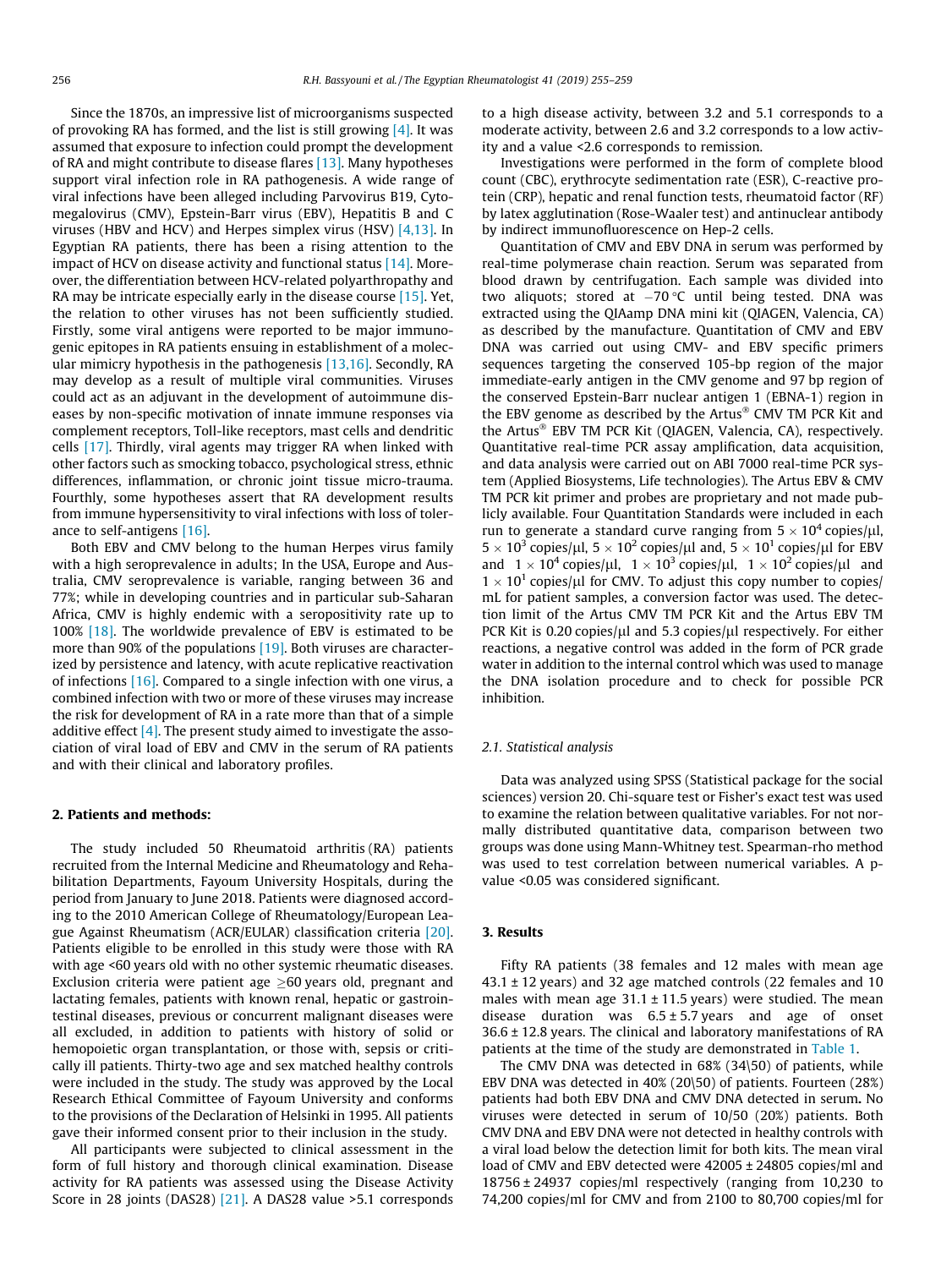Since the 1870s, an impressive list of microorganisms suspected of provoking RA has formed, and the list is still growing [4]. It was assumed that exposure to infection could prompt the development of RA and might contribute to disease flares [13]. Many hypotheses support viral infection role in RA pathogenesis. A wide range of viral infections have been alleged including Parvovirus B19, Cytomegalovirus (CMV), Epstein-Barr virus (EBV), Hepatitis B and C viruses (HBV and HCV) and Herpes simplex virus (HSV) [4,13]. In Egyptian RA patients, there has been a rising attention to the impact of HCV on disease activity and functional status [14]. Moreover, the differentiation between HCV-related polyarthropathy and RA may be intricate especially early in the disease course [15]. Yet, the relation to other viruses has not been sufficiently studied. Firstly, some viral antigens were reported to be major immunogenic epitopes in RA patients ensuing in establishment of a molecular mimicry hypothesis in the pathogenesis [13,16]. Secondly, RA may develop as a result of multiple viral communities. Viruses could act as an adjuvant in the development of autoimmune diseases by non-specific motivation of innate immune responses via complement receptors, Toll-like receptors, mast cells and dendritic cells [17]. Thirdly, viral agents may trigger RA when linked with other factors such as smocking tobacco, psychological stress, ethnic differences, inflammation, or chronic joint tissue micro-trauma. Fourthly, some hypotheses assert that RA development results from immune hypersensitivity to viral infections with loss of tolerance to self-antigens [16].

Both EBV and CMV belong to the human Herpes virus family with a high seroprevalence in adults; In the USA, Europe and Australia, CMV seroprevalence is variable, ranging between 36 and 77%; while in developing countries and in particular sub-Saharan Africa, CMV is highly endemic with a seropositivity rate up to 100% [18]. The worldwide prevalence of EBV is estimated to be more than 90% of the populations [19]. Both viruses are characterized by persistence and latency, with acute replicative reactivation of infections [16]. Compared to a single infection with one virus, a combined infection with two or more of these viruses may increase the risk for development of RA in a rate more than that of a simple additive effect [4]. The present study aimed to investigate the association of viral load of EBV and CMV in the serum of RA patients and with their clinical and laboratory profiles.

## 2. Patients and methods:

The study included 50 Rheumatoid arthritis (RA) patients recruited from the Internal Medicine and Rheumatology and Rehabilitation Departments, Fayoum University Hospitals, during the period from January to June 2018. Patients were diagnosed according to the 2010 American College of Rheumatology/European League Against Rheumatism (ACR/EULAR) classification criteria [20]. Patients eligible to be enrolled in this study were those with RA with age <60 years old with no other systemic rheumatic diseases. Exclusion criteria were patient age $\geq$60 years old, pregnant and lactating females, patients with known renal, hepatic or gastrointestinal diseases, previous or concurrent malignant diseases were all excluded, in addition to patients with history of solid or hemopoietic organ transplantation, or those with, sepsis or critically ill patients. Thirty-two age and sex matched healthy controls were included in the study. The study was approved by the Local Research Ethical Committee of Fayoum University and conforms to the provisions of the Declaration of Helsinki in 1995. All patients gave their informed consent prior to their inclusion in the study.

All participants were subjected to clinical assessment in the form of full history and thorough clinical examination. Disease activity for RA patients was assessed using the Disease Activity Score in 28 joints (DAS28) [21]. A DAS28 value >5.1 corresponds to a high disease activity, between 3.2 and 5.1 corresponds to a moderate activity, between 2.6 and 3.2 corresponds to a low activity and a value <2.6 corresponds to remission.

Investigations were performed in the form of complete blood count (CBC), erythrocyte sedimentation rate (ESR), C-reactive protein (CRP), hepatic and renal function tests, rheumatoid factor (RF) by latex agglutination (Rose-Waaler test) and antinuclear antibody by indirect immunofluorescence on Hep-2 cells.

Quantitation of CMV and EBV DNA in serum was performed by real-time polymerase chain reaction. Serum was separated from blood drawn by centrifugation. Each sample was divided into two aliquots; stored at $-70\,°C$ until being tested. DNA was extracted using the QIAamp DNA mini kit (QIAGEN, Valencia, CA) as described by the manufacture. Quantitation of CMV and EBV DNA was carried out using CMV- and EBV specific primers sequences targeting the conserved 105-bp region of the major immediate-early antigen in the CMV genome and 97 bp region of the conserved Epstein-Barr nuclear antigen 1 (EBNA-1) region in the EBV genome as described by the Artus® CMV TM PCR Kit and the Artus® EBV TM PCR Kit (QIAGEN, Valencia, CA), respectively. Quantitative real-time PCR assay amplification, data acquisition, and data analysis were carried out on ABI 7000 real-time PCR system (Applied Biosystems, Life technologies). The Artus EBV & CMV TM PCR kit primer and probes are proprietary and not made publicly available. Four Quantitation Standards were included in each run to generate a standard curve ranging from $5 \times 10^4$ copies/μl, $5 \times 10^3$ copies/μl, $5 \times 10^2$ copies/μl and, $5 \times 10^1$ copies/μl for EBV and $1 \times 10^4$ copies/μl, $1 \times 10^3$ copies/μl, $1 \times 10^2$ copies/μl and $1 \times 10^1$ copies/μl for CMV. To adjust this copy number to copies/mL for patient samples, a conversion factor was used. The detection limit of the Artus CMV TM PCR Kit and the Artus EBV TM PCR Kit is 0.20 copies/μl and 5.3 copies/μl respectively. For either reactions, a negative control was added in the form of PCR grade water in addition to the internal control which was used to manage the DNA isolation procedure and to check for possible PCR inhibition.

### 2.1. Statistical analysis

Data was analyzed using SPSS (Statistical package for the social sciences) version 20. Chi-square test or Fisher's exact test was used to examine the relation between qualitative variables. For not normally distributed quantitative data, comparison between two groups was done using Mann-Whitney test. Spearman-rho method was used to test correlation between numerical variables. A p-value <0.05 was considered significant.

## 3. Results

Fifty RA patients (38 females and 12 males with mean age 43.1 ± 12 years) and 32 age matched controls (22 females and 10 males with mean age 31.1 ± 11.5 years) were studied. The mean disease duration was 6.5 ± 5.7 years and age of onset 36.6 ± 12.8 years. The clinical and laboratory manifestations of RA patients at the time of the study are demonstrated in Table 1.

The CMV DNA was detected in 68% (34\50) of patients, while EBV DNA was detected in 40% (20\50) of patients. Fourteen (28%) patients had both EBV DNA and CMV DNA detected in serum**.** No viruses were detected in serum of 10/50 (20%) patients. Both CMV DNA and EBV DNA were not detected in healthy controls with a viral load below the detection limit for both kits. The mean viral load of CMV and EBV detected were 42005 ± 24805 copies/ml and 18756 ± 24937 copies/ml respectively (ranging from 10,230 to 74,200 copies/ml for CMV and from 2100 to 80,700 copies/ml for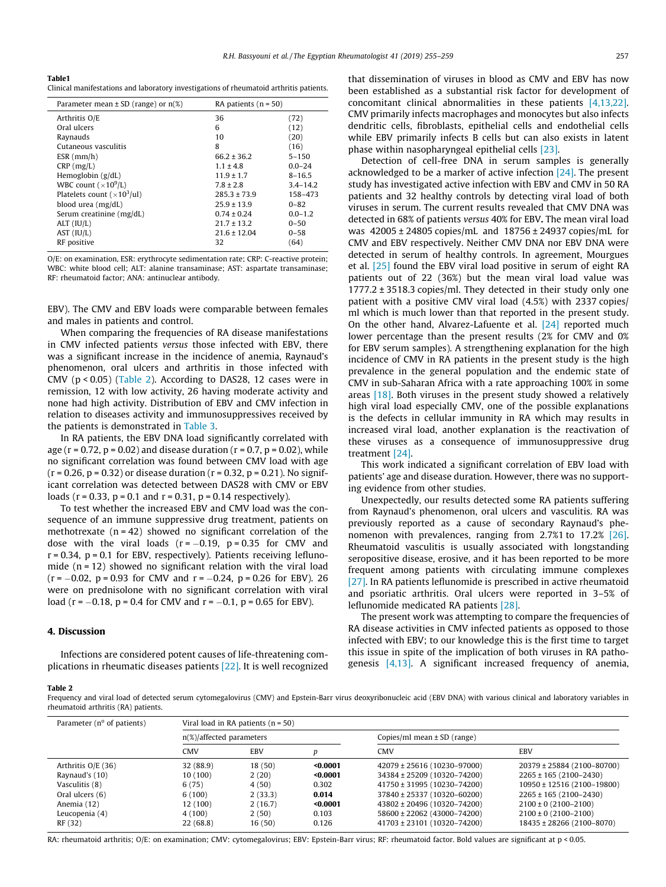**Table1**
Clinical manifestations and laboratory investigations of rheumatoid arthritis patients.

| Parameter mean ± SD (range) or n(%) | RA patients (n = 50) | |
|---|---|---|
| Arthritis O/E | 36 | (72) |
| Oral ulcers | 6 | (12) |
| Raynauds | 10 | (20) |
| Cutaneous vasculitis | 8 | (16) |
| ESR (mm/h) | 66.2 ± 36.2 | 5–150 |
| CRP (mg/L) | 1.1 ± 4.8 | 0.0–24 |
| Hemoglobin (g/dL) | 11.9 ± 1.7 | 8–16.5 |
| WBC count ($\times 10^9$/L) | 7.8 ± 2.8 | 3.4–14.2 |
| Platelets count ($\times 10^3$/ul) | 285.3 ± 73.9 | 158–473 |
| blood urea (mg/dL) | 25.9 ± 13.9 | 0–82 |
| Serum creatinine (mg/dL) | 0.74 ± 0.24 | 0.0–1.2 |
| ALT (IU/L) | 21.7 ± 13.2 | 0–50 |
| AST (IU/L) | 21.6 ± 12.04 | 0–58 |
| RF positive | 32 | (64) |

O/E: on examination, ESR: erythrocyte sedimentation rate; CRP: C-reactive protein; WBC: white blood cell; ALT: alanine transaminase; AST: aspartate transaminase; RF: rheumatoid factor; ANA: antinuclear antibody.

EBV). The CMV and EBV loads were comparable between females and males in patients and control.

When comparing the frequencies of RA disease manifestations in CMV infected patients *versus* those infected with EBV, there was a significant increase in the incidence of anemia, Raynaud's phenomenon, oral ulcers and arthritis in those infected with CMV ($p < 0.05$) (Table 2). According to DAS28, 12 cases were in remission, 12 with low activity, 26 having moderate activity and none had high activity. Distribution of EBV and CMV infection in relation to diseases activity and immunosuppressives received by the patients is demonstrated in Table 3.

In RA patients, the EBV DNA load significantly correlated with age ($r = 0.72$, $p = 0.02$) and disease duration ($r = 0.7$, $p = 0.02$), while no significant correlation was found between CMV load with age ($r = 0.26$, $p = 0.32$) or disease duration ($r = 0.32$, $p = 0.21$). No significant correlation was detected between DAS28 with CMV or EBV loads ($r = 0.33$, $p = 0.1$ and $r = 0.31$, $p = 0.14$ respectively).

To test whether the increased EBV and CMV load was the consequence of an immune suppressive drug treatment, patients on methotrexate (n = 42) showed no significant correlation of the dose with the viral loads ($r = -0.19$, $p = 0.35$ for CMV and $r = 0.34$, $p = 0.1$ for EBV, respectively). Patients receiving leflunomide (n = 12) showed no significant relation with the viral load ($r = -0.02$, $p = 0.93$ for CMV and $r = -0.24$, $p = 0.26$ for EBV). 26 were on prednisolone with no significant correlation with viral load ($r = -0.18$, $p = 0.4$ for CMV and $r = -0.1$, $p = 0.65$ for EBV).

## 4. Discussion

Infections are considered potent causes of life-threatening complications in rheumatic diseases patients [22]. It is well recognized that dissemination of viruses in blood as CMV and EBV has now been established as a substantial risk factor for development of concomitant clinical abnormalities in these patients [4,13,22]. CMV primarily infects macrophages and monocytes but also infects dendritic cells, fibroblasts, epithelial cells and endothelial cells while EBV primarily infects B cells but can also exists in latent phase within nasopharyngeal epithelial cells [23].

Detection of cell-free DNA in serum samples is generally acknowledged to be a marker of active infection [24]. The present study has investigated active infection with EBV and CMV in 50 RA patients and 32 healthy controls by detecting viral load of both viruses in serum. The current results revealed that CMV DNA was detected in 68% of patients *versus* 40% for EBV**.** The mean viral load was 42005 ± 24805 copies/mL and 18756 ± 24937 copies/mL for CMV and EBV respectively. Neither CMV DNA nor EBV DNA were detected in serum of healthy controls. In agreement, Mourgues et al. [25] found the EBV viral load positive in serum of eight RA patients out of 22 (36%) but the mean viral load value was 1777.2 ± 3518.3 copies/ml. They detected in their study only one patient with a positive CMV viral load (4.5%) with 2337 copies/ml which is much lower than that reported in the present study. On the other hand, Alvarez-Lafuente et al. [24] reported much lower percentage than the present results (2% for CMV and 0% for EBV serum samples). A strengthening explanation for the high incidence of CMV in RA patients in the present study is the high prevalence in the general population and the endemic state of CMV in sub-Saharan Africa with a rate approaching 100% in some areas [18]. Both viruses in the present study showed a relatively high viral load especially CMV, one of the possible explanations is the defects in cellular immunity in RA which may results in increased viral load, another explanation is the reactivation of these viruses as a consequence of immunosuppressive drug treatment [24].

This work indicated a significant correlation of EBV load with patients' age and disease duration. However, there was no supporting evidence from other studies.

Unexpectedly, our results detected some RA patients suffering from Raynaud's phenomenon, oral ulcers and vasculitis. RA was previously reported as a cause of secondary Raynaud's phenomenon with prevalences, ranging from 2.7%1 to 17.2% [26]. Rheumatoid vasculitis is usually associated with longstanding seropositive disease, erosive, and it has been reported to be more frequent among patients with circulating immune complexes [27]. In RA patients leflunomide is prescribed in active rheumatoid and psoriatic arthritis. Oral ulcers were reported in 3–5% of leflunomide medicated RA patients [28].

The present work was attempting to compare the frequencies of RA disease activities in CMV infected patients as opposed to those infected with EBV; to our knowledge this is the first time to target this issue in spite of the implication of both viruses in RA pathogenesis [4,13]. A significant increased frequency of anemia,

**Table 2**
Frequency and viral load of detected serum cytomegalovirus (CMV) and Epstein-Barr virus deoxyribonucleic acid (EBV DNA) with various clinical and laboratory variables in rheumatoid arthritis (RA) patients.

| Parameter (n° of patients) | Viral load in RA patients (n = 50) | | | | |
|---|---|---|---|---|---|
| | n(%)/affected parameters | | | Copies/ml mean ± SD (range) | |
| | CMV | EBV | p | CMV | EBV |
| Arthritis O/E (36) | 32 (88.9) | 18 (50) | **<0.0001** | 42079 ± 25616 (10230–97000) | 20379 ± 25884 (2100–80700) |
| Raynaud's (10) | 10 (100) | 2 (20) | **<0.0001** | 34384 ± 25209 (10320–74200) | 2265 ± 165 (2100–2430) |
| Vasculitis (8) | 6 (75) | 4 (50) | 0.302 | 41750 ± 31995 (10230–74200) | 10950 ± 12516 (2100–19800) |
| Oral ulcers (6) | 6 (100) | 2 (33.3) | **0.014** | 37840 ± 25337 (10320–60200) | 2265 ± 165 (2100–2430) |
| Anemia (12) | 12 (100) | 2 (16.7) | **<0.0001** | 43802 ± 20496 (10320–74200) | 2100 ± 0 (2100–2100) |
| Leucopenia (4) | 4 (100) | 2 (50) | 0.103 | 58600 ± 22062 (43000–74200) | 2100 ± 0 (2100–2100) |
| RF (32) | 22 (68.8) | 16 (50) | 0.126 | 41703 ± 23101 (10320–74200) | 18435 ± 28266 (2100–8070) |

RA: rheumatoid arthritis; O/E: on examination; CMV: cytomegalovirus; EBV: Epstein-Barr virus; RF: rheumatoid factor. Bold values are significant at $p < 0.05$.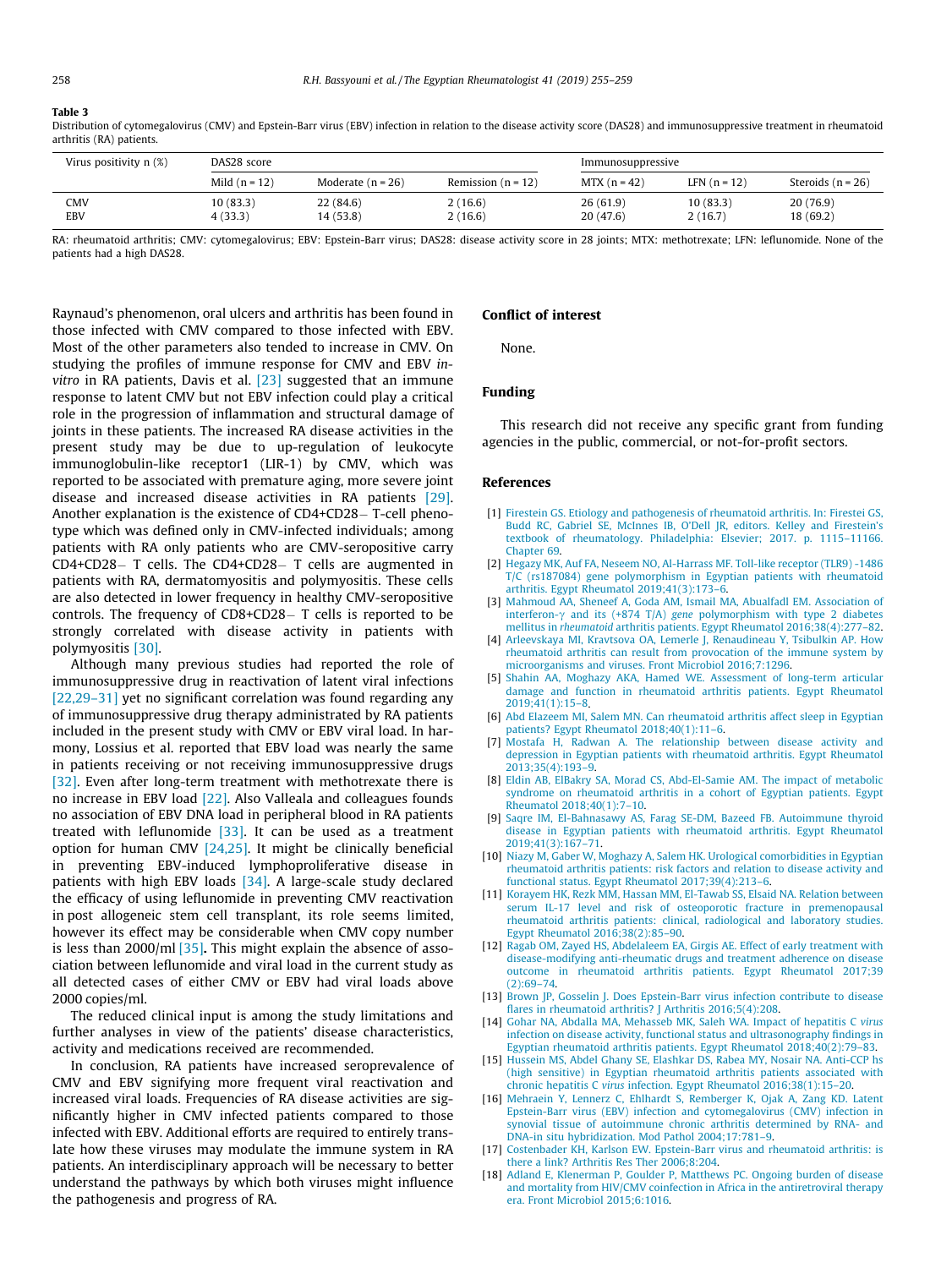**Table 3**

Distribution of cytomegalovirus (CMV) and Epstein-Barr virus (EBV) infection in relation to the disease activity score (DAS28) and immunosuppressive treatment in rheumatoid arthritis (RA) patients.

| Virus positivity n (%) | DAS28 score | | | Immunosuppressive | | |
|---|---|---|---|---|---|---|
| | Mild (n = 12) | Moderate (n = 26) | Remission (n = 12) | MTX (n = 42) | LFN (n = 12) | Steroids (n = 26) |
| CMV | 10 (83.3) | 22 (84.6) | 2 (16.6) | 26 (61.9) | 10 (83.3) | 20 (76.9) |
| EBV | 4 (33.3) | 14 (53.8) | 2 (16.6) | 20 (47.6) | 2 (16.7) | 18 (69.2) |

RA: rheumatoid arthritis; CMV: cytomegalovirus; EBV: Epstein-Barr virus; DAS28: disease activity score in 28 joints; MTX: methotrexate; LFN: leflunomide. None of the patients had a high DAS28.

Raynaud's phenomenon, oral ulcers and arthritis has been found in those infected with CMV compared to those infected with EBV. Most of the other parameters also tended to increase in CMV. On studying the profiles of immune response for CMV and EBV *in-vitro* in RA patients, Davis et al. [23] suggested that an immune response to latent CMV but not EBV infection could play a critical role in the progression of inflammation and structural damage of joints in these patients. The increased RA disease activities in the present study may be due to up-regulation of leukocyte immunoglobulin-like receptor1 (LIR-1) by CMV, which was reported to be associated with premature aging, more severe joint disease and increased disease activities in RA patients [29]. Another explanation is the existence of CD4+CD28− T-cell phenotype which was defined only in CMV-infected individuals; among patients with RA only patients who are CMV-seropositive carry CD4+CD28− T cells. The CD4+CD28− T cells are augmented in patients with RA, dermatomyositis and polymyositis. These cells are also detected in lower frequency in healthy CMV-seropositive controls. The frequency of CD8+CD28− T cells is reported to be strongly correlated with disease activity in patients with polymyositis [30].

Although many previous studies had reported the role of immunosuppressive drug in reactivation of latent viral infections [22,29–31] yet no significant correlation was found regarding any of immunosuppressive drug therapy administrated by RA patients included in the present study with CMV or EBV viral load. In harmony, Lossius et al. reported that EBV load was nearly the same in patients receiving or not receiving immunosuppressive drugs [32]. Even after long-term treatment with methotrexate there is no increase in EBV load [22]. Also Valleala and colleagues founds no association of EBV DNA load in peripheral blood in RA patients treated with leflunomide [33]. It can be used as a treatment option for human CMV [24,25]. It might be clinically beneficial in preventing EBV-induced lymphoproliferative disease in patients with high EBV loads [34]. A large-scale study declared the efficacy of using leflunomide in preventing CMV reactivation in post allogeneic stem cell transplant, its role seems limited, however its effect may be considerable when CMV copy number is less than 2000/ml [35]. This might explain the absence of association between leflunomide and viral load in the current study as all detected cases of either CMV or EBV had viral loads above 2000 copies/ml.

The reduced clinical input is among the study limitations and further analyses in view of the patients' disease characteristics, activity and medications received are recommended.

In conclusion, RA patients have increased seroprevalence of CMV and EBV signifying more frequent viral reactivation and increased viral loads. Frequencies of RA disease activities are significantly higher in CMV infected patients compared to those infected with EBV. Additional efforts are required to entirely translate how these viruses may modulate the immune system in RA patients. An interdisciplinary approach will be necessary to better understand the pathways by which both viruses might influence the pathogenesis and progress of RA.

## Conflict of interest

None.

## Funding

This research did not receive any specific grant from funding agencies in the public, commercial, or not-for-profit sectors.

## References

[1] Firestein GS. Etiology and pathogenesis of rheumatoid arthritis. In: Firestei GS, Budd RC, Gabriel SE, McInnes IB, O'Dell JR, editors. Kelley and Firestein's textbook of rheumatology. Philadelphia: Elsevier; 2017. p. 1115–11166. Chapter 69.

[2] Hegazy MK, Auf FA, Neseem NO, Al-Harrass MF. Toll-like receptor (TLR9) -1486 T/C (rs187084) gene polymorphism in Egyptian patients with rheumatoid arthritis. Egypt Rheumatol 2019;41(3):173–6.

[3] Mahmoud AA, Sheneef A, Goda AM, Ismail MA, Abualfadl EM. Association of interferon-γ and its (+874 T/A) *gene* polymorphism with type 2 diabetes mellitus in *rheumatoid* arthritis patients. Egypt Rheumatol 2016;38(4):277–82.

[4] Arleevskaya MI, Kravtsova OA, Lemerle J, Renaudineau Y, Tsibulkin AP. How rheumatoid arthritis can result from provocation of the immune system by microorganisms and viruses. Front Microbiol 2016;7:1296.

[5] Shahin AA, Moghazy AKA, Hamed WE. Assessment of long-term articular damage and function in rheumatoid arthritis patients. Egypt Rheumatol 2019;41(1):15–8.

[6] Abd Elazeem MI, Salem MN. Can rheumatoid arthritis affect sleep in Egyptian patients? Egypt Rheumatol 2018;40(1):11–6.

[7] Mostafa H, Radwan A. The relationship between disease activity and depression in Egyptian patients with rheumatoid arthritis. Egypt Rheumatol 2013;35(4):193–9.

[8] Eldin AB, ElBakry SA, Morad CS, Abd-El-Samie AM. The impact of metabolic syndrome on rheumatoid arthritis in a cohort of Egyptian patients. Egypt Rheumatol 2018;40(1):7–10.

[9] Saqre IM, El-Bahnasawy AS, Farag SE-DM, Bazeed FB. Autoimmune thyroid disease in Egyptian patients with rheumatoid arthritis. Egypt Rheumatol 2019;41(3):167–71.

[10] Niazy M, Gaber W, Moghazy A, Salem HK. Urological comorbidities in Egyptian rheumatoid arthritis patients: risk factors and relation to disease activity and functional status. Egypt Rheumatol 2017;39(4):213–6.

[11] Korayem HK, Rezk MM, Hassan MM, El-Tawab SS, Elsaid NA. Relation between serum IL-17 level and risk of osteoporotic fracture in premenopausal rheumatoid arthritis patients: clinical, radiological and laboratory studies. Egypt Rheumatol 2016;38(2):85–90.

[12] Ragab OM, Zayed HS, Abdelaleem EA, Girgis AE. Effect of early treatment with disease-modifying anti-rheumatic drugs and treatment adherence on disease outcome in rheumatoid arthritis patients. Egypt Rheumatol 2017;39(2):69–74.

[13] Brown JP, Gosselin J. Does Epstein-Barr virus infection contribute to disease flares in rheumatoid arthritis? J Arthritis 2016;5(4):208.

[14] Gohar NA, Abdalla MA, Mehasseb MK, Saleh WA. Impact of hepatitis C *virus* infection on disease activity, functional status and ultrasonography findings in Egyptian rheumatoid arthritis patients. Egypt Rheumatol 2018;40(2):79–83.

[15] Hussein MS, Abdel Ghany SE, Elashkar DS, Rabea MY, Nosair NA. Anti-CCP hs (high sensitive) in Egyptian rheumatoid arthritis patients associated with chronic hepatitis C *virus* infection. Egypt Rheumatol 2016;38(1):15–20.

[16] Mehraein Y, Lennerz C, Ehlhardt S, Remberger K, Ojak A, Zang KD. Latent Epstein-Barr virus (EBV) infection and cytomegalovirus (CMV) infection in synovial tissue of autoimmune chronic arthritis determined by RNA- and DNA-in situ hybridization. Mod Pathol 2004;17:781–9.

[17] Costenbader KH, Karlson EW. Epstein-Barr virus and rheumatoid arthritis: is there a link? Arthritis Res Ther 2006;8:204.

[18] Adland E, Klenerman P, Goulder P, Matthews PC. Ongoing burden of disease and mortality from HIV/CMV coinfection in Africa in the antiretroviral therapy era. Front Microbiol 2015;6:1016.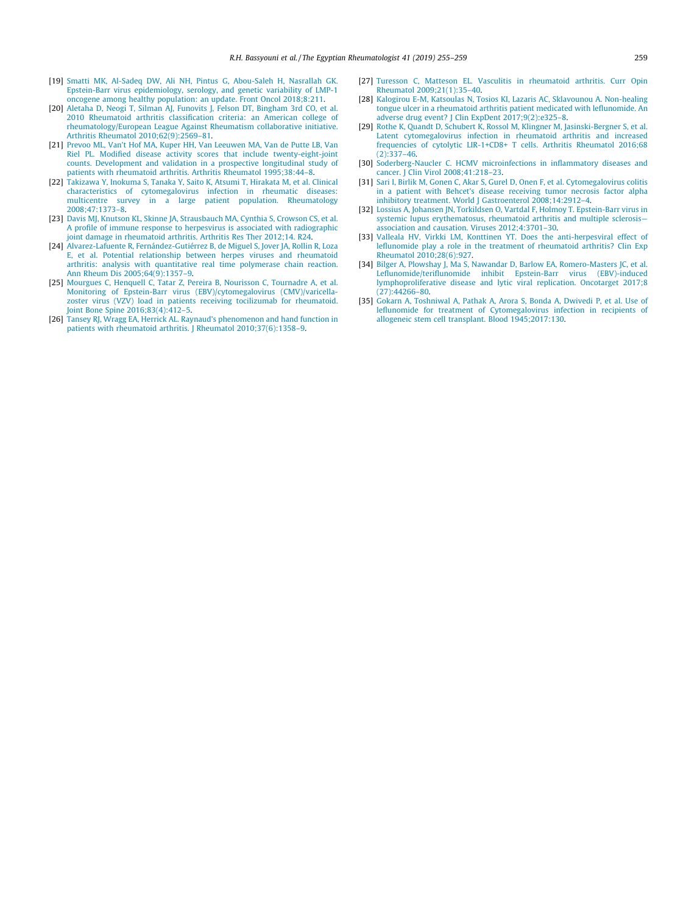[19] Smatti MK, Al-Sadeq DW, Ali NH, Pintus G, Abou-Saleh H, Nasrallah GK. Epstein-Barr virus epidemiology, serology, and genetic variability of LMP-1 oncogene among healthy population: an update. Front Oncol 2018;8:211.

[20] Aletaha D, Neogi T, Silman AJ, Funovits J, Felson DT, Bingham 3rd CO, et al. 2010 Rheumatoid arthritis classification criteria: an American college of rheumatology/European League Against Rheumatism collaborative initiative. Arthritis Rheumatol 2010;62(9):2569–81.

[21] Prevoo ML, Van't Hof MA, Kuper HH, Van Leeuwen MA, Van de Putte LB, Van Riel PL. Modified disease activity scores that include twenty-eight-joint counts. Development and validation in a prospective longitudinal study of patients with rheumatoid arthritis. Arthritis Rheumatol 1995;38:44–8.

[22] Takizawa Y, Inokuma S, Tanaka Y, Saito K, Atsumi T, Hirakata M, et al. Clinical characteristics of cytomegalovirus infection in rheumatic diseases: multicentre survey in a large patient population. Rheumatology 2008;47:1373–8.

[23] Davis MJ, Knutson KL, Skinne JA, Strausbauch MA, Cynthia S, Crowson CS, et al. A profile of immune response to herpesvirus is associated with radiographic joint damage in rheumatoid arthritis. Arthritis Res Ther 2012;14. R24.

[24] Alvarez-Lafuente R, Fernández-Gutiérrez B, de Miguel S, Jover JA, Rollin R, Loza E, et al. Potential relationship between herpes viruses and rheumatoid arthritis: analysis with quantitative real time polymerase chain reaction. Ann Rheum Dis 2005;64(9):1357–9.

[25] Mourgues C, Henquell C, Tatar Z, Pereira B, Nourisson C, Tournadre A, et al. Monitoring of Epstein-Barr virus (EBV)/cytomegalovirus (CMV)/varicella-zoster virus (VZV) load in patients receiving tocilizumab for rheumatoid. Joint Bone Spine 2016;83(4):412–5.

[26] Tansey RJ, Wragg EA, Herrick AL. Raynaud's phenomenon and hand function in patients with rheumatoid arthritis. J Rheumatol 2010;37(6):1358–9.

[27] Turesson C, Matteson EL. Vasculitis in rheumatoid arthritis. Curr Opin Rheumatol 2009;21(1):35–40.

[28] Kalogirou E-M, Katsoulas N, Tosios KI, Lazaris AC, Sklavounou A. Non-healing tongue ulcer in a rheumatoid arthritis patient medicated with leflunomide. An adverse drug event? J Clin ExpDent 2017;9(2):e325–8.

[29] Rothe K, Quandt D, Schubert K, Rossol M, Klingner M, Jasinski-Bergner S, et al. Latent cytomegalovirus infection in rheumatoid arthritis and increased frequencies of cytolytic LIR-1+CD8+ T cells. Arthritis Rheumatol 2016;68 (2):337–46.

[30] Soderberg-Naucler C. HCMV microinfections in inflammatory diseases and cancer. J Clin Virol 2008;41:218–23.

[31] Sari I, Birlik M, Gonen C, Akar S, Gurel D, Onen F, et al. Cytomegalovirus colitis in a patient with Behcet's disease receiving tumor necrosis factor alpha inhibitory treatment. World J Gastroenterol 2008;14:2912–4.

[32] Lossius A, Johansen JN, Torkildsen O, Vartdal F, Holmoy T. Epstein-Barr virus in systemic lupus erythematosus, rheumatoid arthritis and multiple sclerosis—association and causation. Viruses 2012;4:3701–30.

[33] Valleala HV, Virkki LM, Konttinen YT. Does the anti-herpesviral effect of leflunomide play a role in the treatment of rheumatoid arthritis? Clin Exp Rheumatol 2010;28(6):927.

[34] Bilger A, Plowshay J, Ma S, Nawandar D, Barlow EA, Romero-Masters JC, et al. Leflunomide/teriflunomide inhibit Epstein-Barr virus (EBV)-induced lymphoproliferative disease and lytic viral replication. Oncotarget 2017;8 (27):44266–80.

[35] Gokarn A, Toshniwal A, Pathak A, Arora S, Bonda A, Dwivedi P, et al. Use of leflunomide for treatment of Cytomegalovirus infection in recipients of allogeneic stem cell transplant. Blood 1945;2017:130.